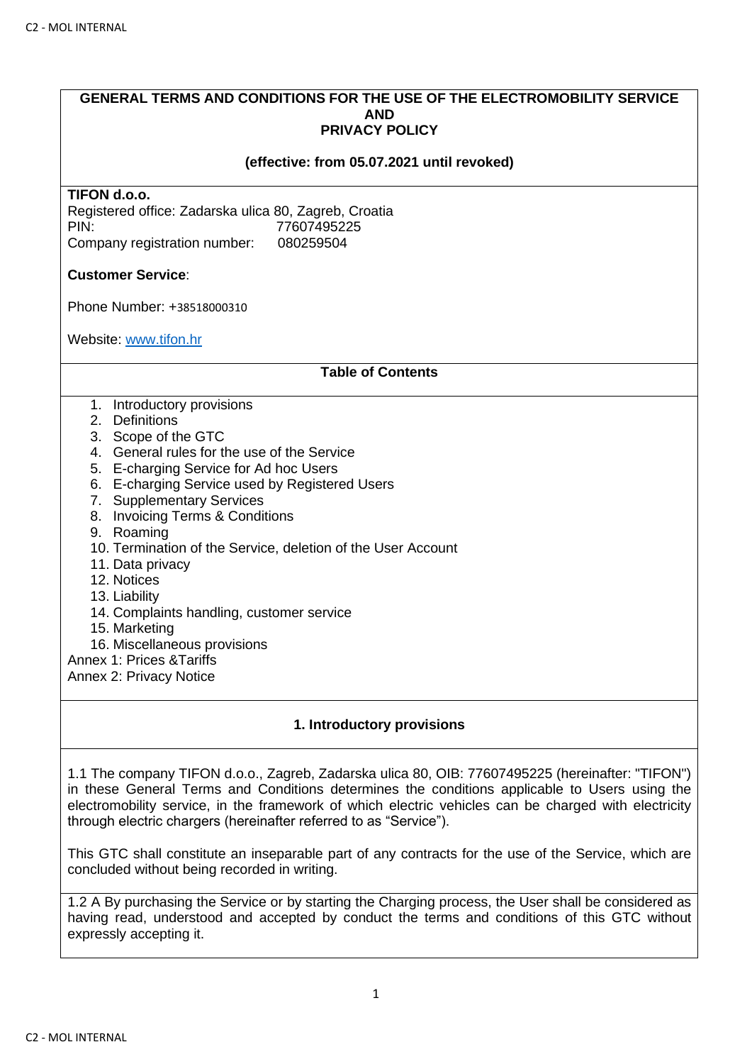# GENERAL TERMS AND CONDITIONS FOR THE USE OF THE ELECTROMOBILITY SERVICE AND PRIVACY POLICY

**(effective: from 05.07.2021 until revoked)**

**TIFON d.o.o.**
Registered office: Zadarska ulica 80, Zagreb, Croatia
PIN: 77607495225
Company registration number: 080259504

**Customer Service**:

Phone Number: +38518000310

Website: www.tifon.hr

## Table of Contents

1. Introductory provisions
2. Definitions
3. Scope of the GTC
4. General rules for the use of the Service
5. E-charging Service for Ad hoc Users
6. E-charging Service used by Registered Users
7. Supplementary Services
8. Invoicing Terms & Conditions
9. Roaming
10. Termination of the Service, deletion of the User Account
11. Data privacy
12. Notices
13. Liability
14. Complaints handling, customer service
15. Marketing
16. Miscellaneous provisions

Annex 1: Prices &Tariffs
Annex 2: Privacy Notice

## 1. Introductory provisions

1.1 The company TIFON d.o.o., Zagreb, Zadarska ulica 80, OIB: 77607495225 (hereinafter: "TIFON") in these General Terms and Conditions determines the conditions applicable to Users using the electromobility service, in the framework of which electric vehicles can be charged with electricity through electric chargers (hereinafter referred to as "Service").

This GTC shall constitute an inseparable part of any contracts for the use of the Service, which are concluded without being recorded in writing.

1.2 A By purchasing the Service or by starting the Charging process, the User shall be considered as having read, understood and accepted by conduct the terms and conditions of this GTC without expressly accepting it.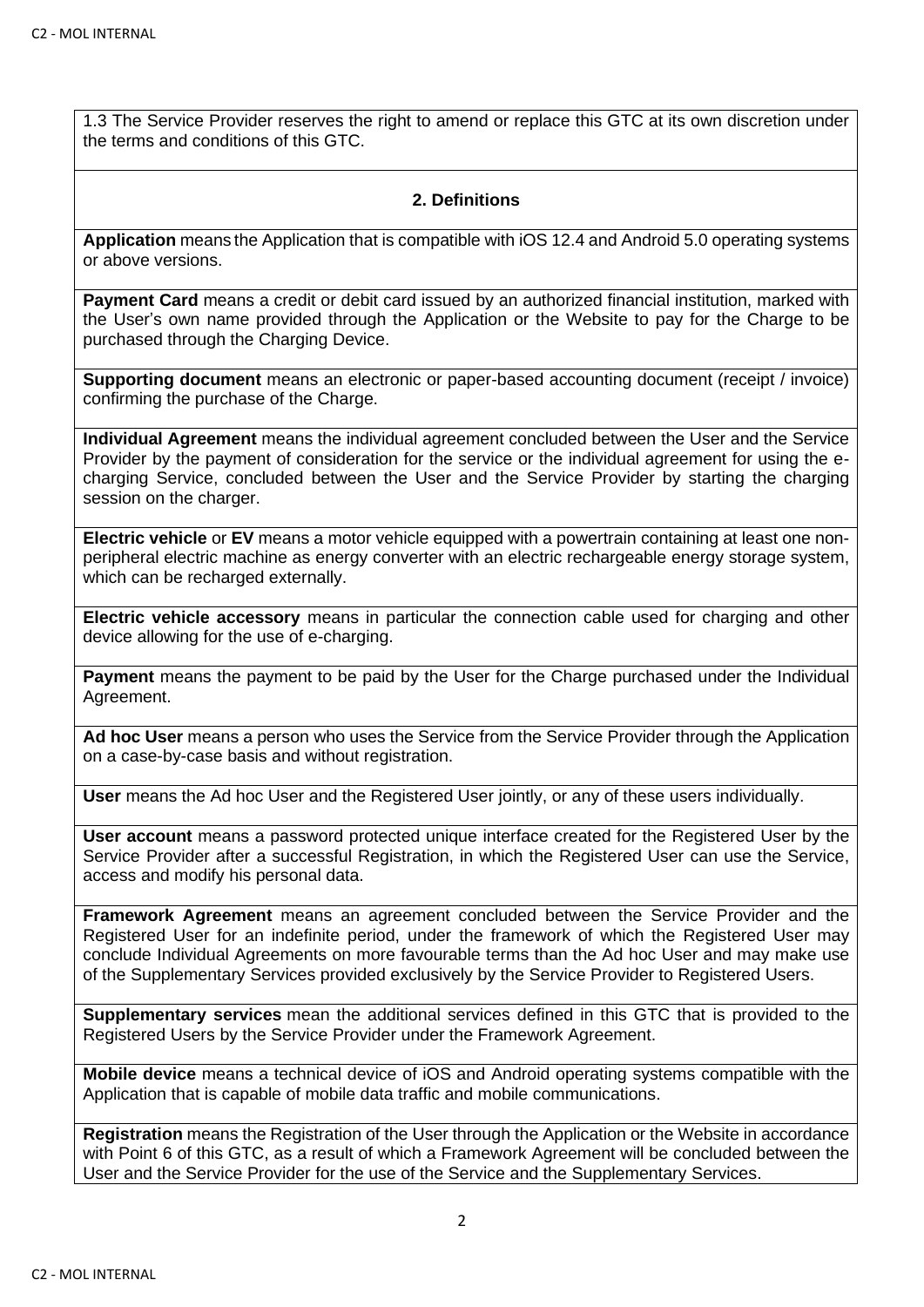1.3 The Service Provider reserves the right to amend or replace this GTC at its own discretion under the terms and conditions of this GTC.

## 2. Definitions

**Application** means the Application that is compatible with iOS 12.4 and Android 5.0 operating systems or above versions.

**Payment Card** means a credit or debit card issued by an authorized financial institution, marked with the User's own name provided through the Application or the Website to pay for the Charge to be purchased through the Charging Device.

**Supporting document** means an electronic or paper-based accounting document (receipt / invoice) confirming the purchase of the Charge.

**Individual Agreement** means the individual agreement concluded between the User and the Service Provider by the payment of consideration for the service or the individual agreement for using the e-charging Service, concluded between the User and the Service Provider by starting the charging session on the charger.

**Electric vehicle** or **EV** means a motor vehicle equipped with a powertrain containing at least one non-peripheral electric machine as energy converter with an electric rechargeable energy storage system, which can be recharged externally.

**Electric vehicle accessory** means in particular the connection cable used for charging and other device allowing for the use of e-charging.

**Payment** means the payment to be paid by the User for the Charge purchased under the Individual Agreement.

**Ad hoc User** means a person who uses the Service from the Service Provider through the Application on a case-by-case basis and without registration.

**User** means the Ad hoc User and the Registered User jointly, or any of these users individually.

**User account** means a password protected unique interface created for the Registered User by the Service Provider after a successful Registration, in which the Registered User can use the Service, access and modify his personal data.

**Framework Agreement** means an agreement concluded between the Service Provider and the Registered User for an indefinite period, under the framework of which the Registered User may conclude Individual Agreements on more favourable terms than the Ad hoc User and may make use of the Supplementary Services provided exclusively by the Service Provider to Registered Users.

**Supplementary services** mean the additional services defined in this GTC that is provided to the Registered Users by the Service Provider under the Framework Agreement.

**Mobile device** means a technical device of iOS and Android operating systems compatible with the Application that is capable of mobile data traffic and mobile communications.

**Registration** means the Registration of the User through the Application or the Website in accordance with Point 6 of this GTC, as a result of which a Framework Agreement will be concluded between the User and the Service Provider for the use of the Service and the Supplementary Services.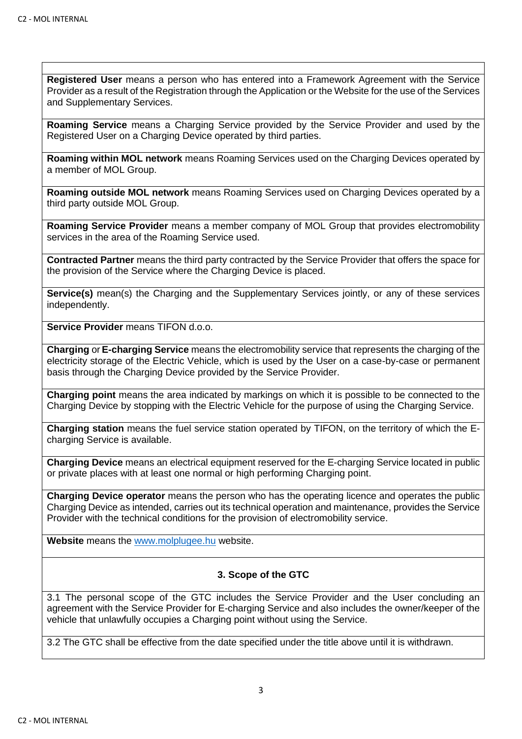**Registered User** means a person who has entered into a Framework Agreement with the Service Provider as a result of the Registration through the Application or the Website for the use of the Services and Supplementary Services.

**Roaming Service** means a Charging Service provided by the Service Provider and used by the Registered User on a Charging Device operated by third parties.

**Roaming within MOL network** means Roaming Services used on the Charging Devices operated by a member of MOL Group.

**Roaming outside MOL network** means Roaming Services used on Charging Devices operated by a third party outside MOL Group.

**Roaming Service Provider** means a member company of MOL Group that provides electromobility services in the area of the Roaming Service used.

**Contracted Partner** means the third party contracted by the Service Provider that offers the space for the provision of the Service where the Charging Device is placed.

**Service(s)** mean(s) the Charging and the Supplementary Services jointly, or any of these services independently.

**Service Provider** means TIFON d.o.o.

**Charging** or **E-charging Service** means the electromobility service that represents the charging of the electricity storage of the Electric Vehicle, which is used by the User on a case-by-case or permanent basis through the Charging Device provided by the Service Provider.

**Charging point** means the area indicated by markings on which it is possible to be connected to the Charging Device by stopping with the Electric Vehicle for the purpose of using the Charging Service.

**Charging station** means the fuel service station operated by TIFON, on the territory of which the E-charging Service is available.

**Charging Device** means an electrical equipment reserved for the E-charging Service located in public or private places with at least one normal or high performing Charging point.

**Charging Device operator** means the person who has the operating licence and operates the public Charging Device as intended, carries out its technical operation and maintenance, provides the Service Provider with the technical conditions for the provision of electromobility service.

**Website** means the www.molplugee.hu website.

### 3. Scope of the GTC

3.1 The personal scope of the GTC includes the Service Provider and the User concluding an agreement with the Service Provider for E-charging Service and also includes the owner/keeper of the vehicle that unlawfully occupies a Charging point without using the Service.

3.2 The GTC shall be effective from the date specified under the title above until it is withdrawn.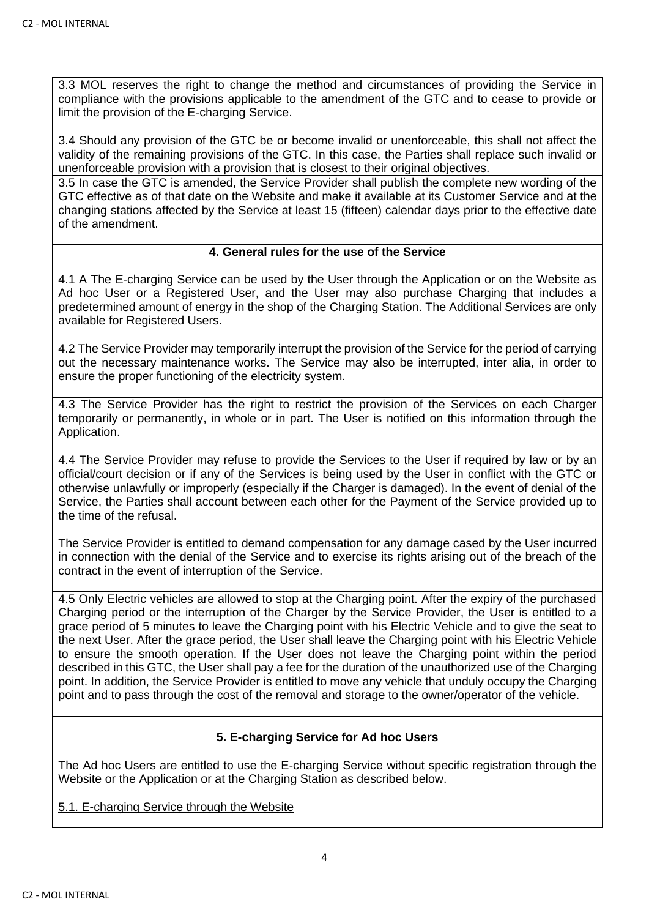3.3 MOL reserves the right to change the method and circumstances of providing the Service in compliance with the provisions applicable to the amendment of the GTC and to cease to provide or limit the provision of the E-charging Service.

3.4 Should any provision of the GTC be or become invalid or unenforceable, this shall not affect the validity of the remaining provisions of the GTC. In this case, the Parties shall replace such invalid or unenforceable provision with a provision that is closest to their original objectives.

3.5 In case the GTC is amended, the Service Provider shall publish the complete new wording of the GTC effective as of that date on the Website and make it available at its Customer Service and at the changing stations affected by the Service at least 15 (fifteen) calendar days prior to the effective date of the amendment.

## 4. General rules for the use of the Service

4.1 A The E-charging Service can be used by the User through the Application or on the Website as Ad hoc User or a Registered User, and the User may also purchase Charging that includes a predetermined amount of energy in the shop of the Charging Station. The Additional Services are only available for Registered Users.

4.2 The Service Provider may temporarily interrupt the provision of the Service for the period of carrying out the necessary maintenance works. The Service may also be interrupted, inter alia, in order to ensure the proper functioning of the electricity system.

4.3 The Service Provider has the right to restrict the provision of the Services on each Charger temporarily or permanently, in whole or in part. The User is notified on this information through the Application.

4.4 The Service Provider may refuse to provide the Services to the User if required by law or by an official/court decision or if any of the Services is being used by the User in conflict with the GTC or otherwise unlawfully or improperly (especially if the Charger is damaged). In the event of denial of the Service, the Parties shall account between each other for the Payment of the Service provided up to the time of the refusal.

The Service Provider is entitled to demand compensation for any damage cased by the User incurred in connection with the denial of the Service and to exercise its rights arising out of the breach of the contract in the event of interruption of the Service.

4.5 Only Electric vehicles are allowed to stop at the Charging point. After the expiry of the purchased Charging period or the interruption of the Charger by the Service Provider, the User is entitled to a grace period of 5 minutes to leave the Charging point with his Electric Vehicle and to give the seat to the next User. After the grace period, the User shall leave the Charging point with his Electric Vehicle to ensure the smooth operation. If the User does not leave the Charging point within the period described in this GTC, the User shall pay a fee for the duration of the unauthorized use of the Charging point. In addition, the Service Provider is entitled to move any vehicle that unduly occupy the Charging point and to pass through the cost of the removal and storage to the owner/operator of the vehicle.

## 5. E-charging Service for Ad hoc Users

The Ad hoc Users are entitled to use the E-charging Service without specific registration through the Website or the Application or at the Charging Station as described below.

### 5.1. E-charging Service through the Website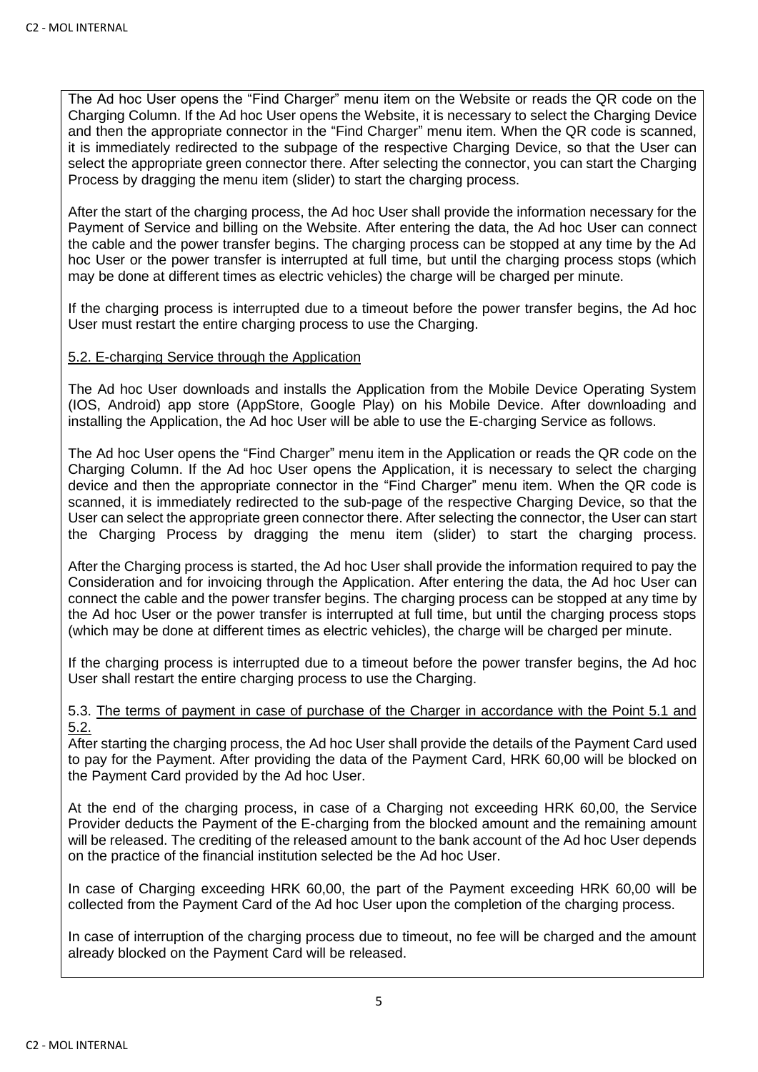The Ad hoc User opens the "Find Charger" menu item on the Website or reads the QR code on the Charging Column. If the Ad hoc User opens the Website, it is necessary to select the Charging Device and then the appropriate connector in the "Find Charger" menu item. When the QR code is scanned, it is immediately redirected to the subpage of the respective Charging Device, so that the User can select the appropriate green connector there. After selecting the connector, you can start the Charging Process by dragging the menu item (slider) to start the charging process.

After the start of the charging process, the Ad hoc User shall provide the information necessary for the Payment of Service and billing on the Website. After entering the data, the Ad hoc User can connect the cable and the power transfer begins. The charging process can be stopped at any time by the Ad hoc User or the power transfer is interrupted at full time, but until the charging process stops (which may be done at different times as electric vehicles) the charge will be charged per minute.

If the charging process is interrupted due to a timeout before the power transfer begins, the Ad hoc User must restart the entire charging process to use the Charging.

5.2. E-charging Service through the Application

The Ad hoc User downloads and installs the Application from the Mobile Device Operating System (IOS, Android) app store (AppStore, Google Play) on his Mobile Device. After downloading and installing the Application, the Ad hoc User will be able to use the E-charging Service as follows.

The Ad hoc User opens the "Find Charger" menu item in the Application or reads the QR code on the Charging Column. If the Ad hoc User opens the Application, it is necessary to select the charging device and then the appropriate connector in the "Find Charger" menu item. When the QR code is scanned, it is immediately redirected to the sub-page of the respective Charging Device, so that the User can select the appropriate green connector there. After selecting the connector, the User can start the Charging Process by dragging the menu item (slider) to start the charging process.

After the Charging process is started, the Ad hoc User shall provide the information required to pay the Consideration and for invoicing through the Application. After entering the data, the Ad hoc User can connect the cable and the power transfer begins. The charging process can be stopped at any time by the Ad hoc User or the power transfer is interrupted at full time, but until the charging process stops (which may be done at different times as electric vehicles), the charge will be charged per minute.

If the charging process is interrupted due to a timeout before the power transfer begins, the Ad hoc User shall restart the entire charging process to use the Charging.

5.3. The terms of payment in case of purchase of the Charger in accordance with the Point 5.1 and 5.2.

After starting the charging process, the Ad hoc User shall provide the details of the Payment Card used to pay for the Payment. After providing the data of the Payment Card, HRK 60,00 will be blocked on the Payment Card provided by the Ad hoc User.

At the end of the charging process, in case of a Charging not exceeding HRK 60,00, the Service Provider deducts the Payment of the E-charging from the blocked amount and the remaining amount will be released. The crediting of the released amount to the bank account of the Ad hoc User depends on the practice of the financial institution selected be the Ad hoc User.

In case of Charging exceeding HRK 60,00, the part of the Payment exceeding HRK 60,00 will be collected from the Payment Card of the Ad hoc User upon the completion of the charging process.

In case of interruption of the charging process due to timeout, no fee will be charged and the amount already blocked on the Payment Card will be released.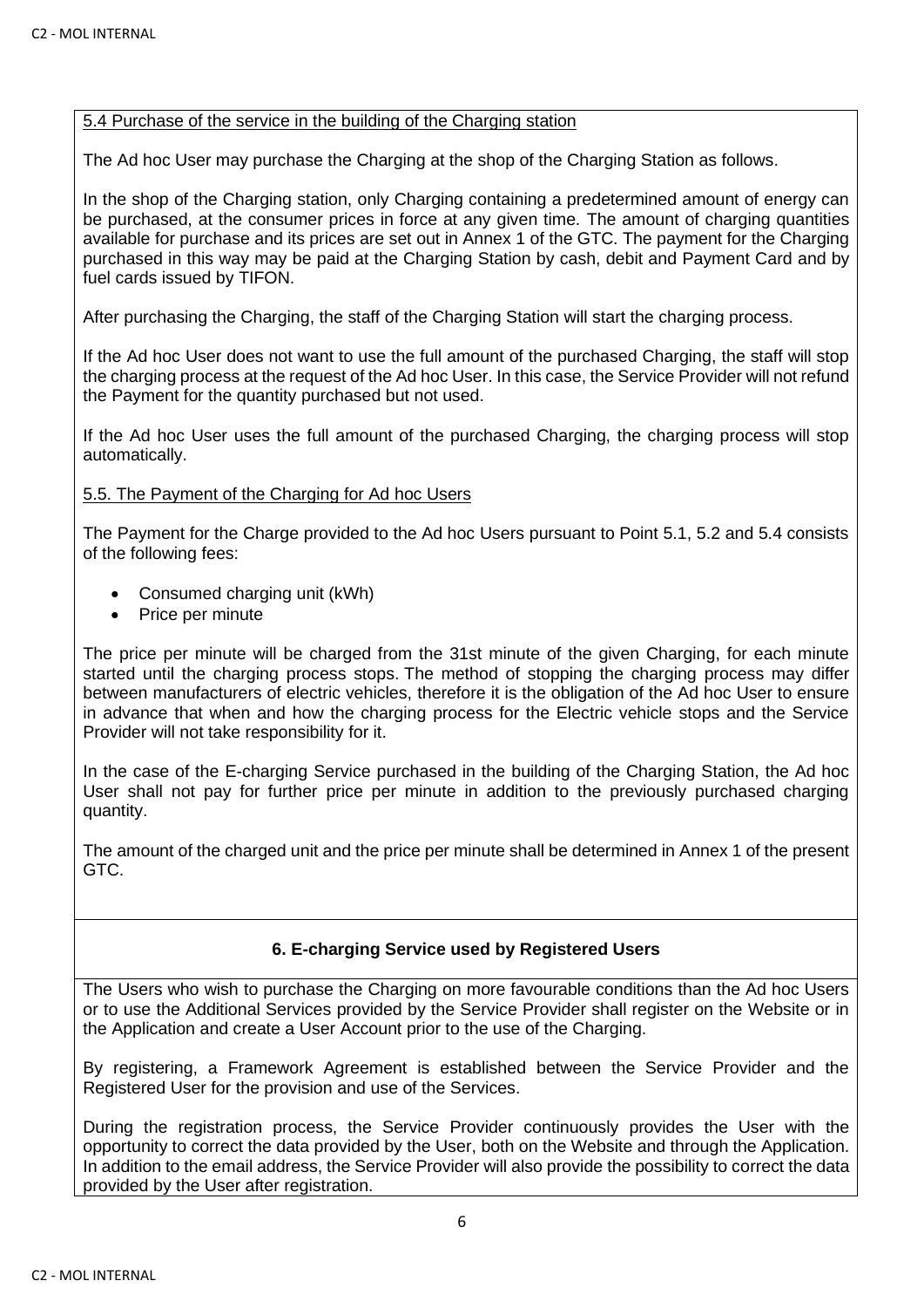5.4 Purchase of the service in the building of the Charging station

The Ad hoc User may purchase the Charging at the shop of the Charging Station as follows.

In the shop of the Charging station, only Charging containing a predetermined amount of energy can be purchased, at the consumer prices in force at any given time. The amount of charging quantities available for purchase and its prices are set out in Annex 1 of the GTC. The payment for the Charging purchased in this way may be paid at the Charging Station by cash, debit and Payment Card and by fuel cards issued by TIFON.

After purchasing the Charging, the staff of the Charging Station will start the charging process.

If the Ad hoc User does not want to use the full amount of the purchased Charging, the staff will stop the charging process at the request of the Ad hoc User. In this case, the Service Provider will not refund the Payment for the quantity purchased but not used.

If the Ad hoc User uses the full amount of the purchased Charging, the charging process will stop automatically.

5.5. The Payment of the Charging for Ad hoc Users

The Payment for the Charge provided to the Ad hoc Users pursuant to Point 5.1, 5.2 and 5.4 consists of the following fees:

- Consumed charging unit (kWh)
- Price per minute

The price per minute will be charged from the 31st minute of the given Charging, for each minute started until the charging process stops. The method of stopping the charging process may differ between manufacturers of electric vehicles, therefore it is the obligation of the Ad hoc User to ensure in advance that when and how the charging process for the Electric vehicle stops and the Service Provider will not take responsibility for it.

In the case of the E-charging Service purchased in the building of the Charging Station, the Ad hoc User shall not pay for further price per minute in addition to the previously purchased charging quantity.

The amount of the charged unit and the price per minute shall be determined in Annex 1 of the present GTC.

## 6. E-charging Service used by Registered Users

The Users who wish to purchase the Charging on more favourable conditions than the Ad hoc Users or to use the Additional Services provided by the Service Provider shall register on the Website or in the Application and create a User Account prior to the use of the Charging.

By registering, a Framework Agreement is established between the Service Provider and the Registered User for the provision and use of the Services.

During the registration process, the Service Provider continuously provides the User with the opportunity to correct the data provided by the User, both on the Website and through the Application. In addition to the email address, the Service Provider will also provide the possibility to correct the data provided by the User after registration.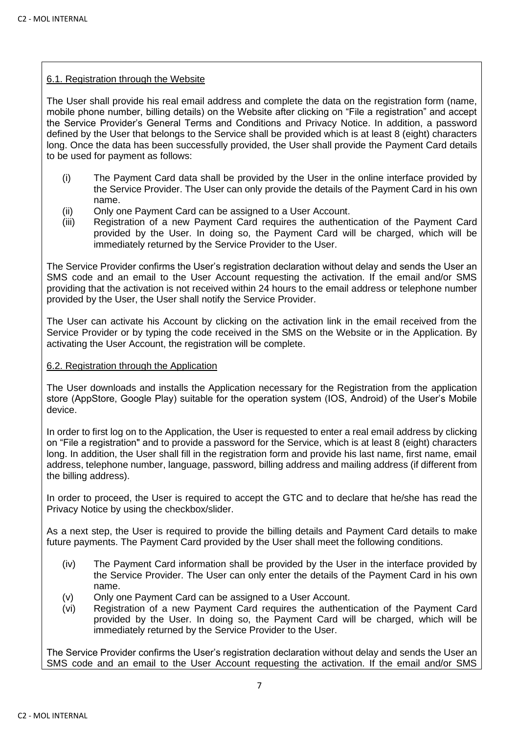6.1. Registration through the Website

The User shall provide his real email address and complete the data on the registration form (name, mobile phone number, billing details) on the Website after clicking on “File a registration” and accept the Service Provider’s General Terms and Conditions and Privacy Notice. In addition, a password defined by the User that belongs to the Service shall be provided which is at least 8 (eight) characters long. Once the data has been successfully provided, the User shall provide the Payment Card details to be used for payment as follows:

(i) The Payment Card data shall be provided by the User in the online interface provided by the Service Provider. The User can only provide the details of the Payment Card in his own name.
(ii) Only one Payment Card can be assigned to a User Account.
(iii) Registration of a new Payment Card requires the authentication of the Payment Card provided by the User. In doing so, the Payment Card will be charged, which will be immediately returned by the Service Provider to the User.

The Service Provider confirms the User’s registration declaration without delay and sends the User an SMS code and an email to the User Account requesting the activation. If the email and/or SMS providing that the activation is not received within 24 hours to the email address or telephone number provided by the User, the User shall notify the Service Provider.

The User can activate his Account by clicking on the activation link in the email received from the Service Provider or by typing the code received in the SMS on the Website or in the Application. By activating the User Account, the registration will be complete.

6.2. Registration through the Application

The User downloads and installs the Application necessary for the Registration from the application store (AppStore, Google Play) suitable for the operation system (IOS, Android) of the User’s Mobile device.

In order to first log on to the Application, the User is requested to enter a real email address by clicking on “File a registration" and to provide a password for the Service, which is at least 8 (eight) characters long. In addition, the User shall fill in the registration form and provide his last name, first name, email address, telephone number, language, password, billing address and mailing address (if different from the billing address).

In order to proceed, the User is required to accept the GTC and to declare that he/she has read the Privacy Notice by using the checkbox/slider.

As a next step, the User is required to provide the billing details and Payment Card details to make future payments. The Payment Card provided by the User shall meet the following conditions.

(iv) The Payment Card information shall be provided by the User in the interface provided by the Service Provider. The User can only enter the details of the Payment Card in his own name.
(v) Only one Payment Card can be assigned to a User Account.
(vi) Registration of a new Payment Card requires the authentication of the Payment Card provided by the User. In doing so, the Payment Card will be charged, which will be immediately returned by the Service Provider to the User.

The Service Provider confirms the User’s registration declaration without delay and sends the User an SMS code and an email to the User Account requesting the activation. If the email and/or SMS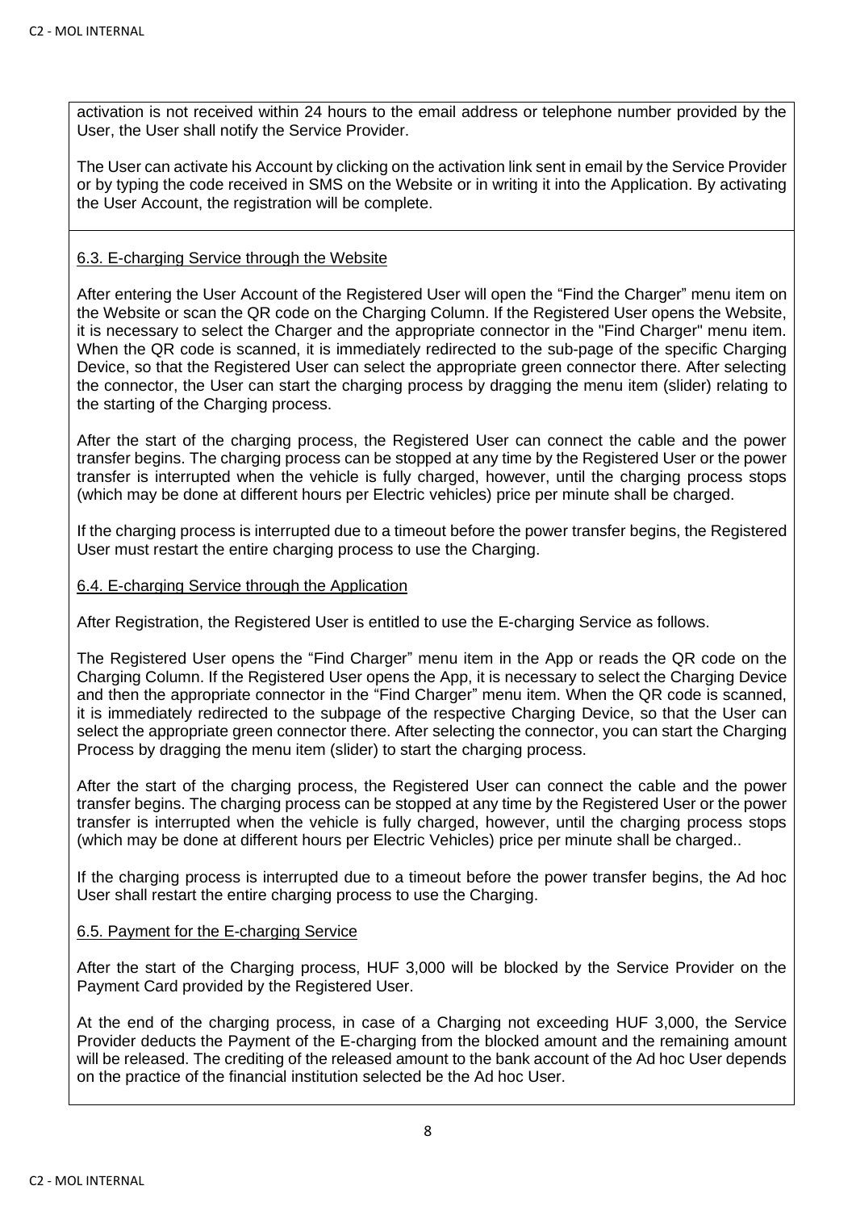activation is not received within 24 hours to the email address or telephone number provided by the User, the User shall notify the Service Provider.

The User can activate his Account by clicking on the activation link sent in email by the Service Provider or by typing the code received in SMS on the Website or in writing it into the Application. By activating the User Account, the registration will be complete.

6.3. E-charging Service through the Website

After entering the User Account of the Registered User will open the “Find the Charger” menu item on the Website or scan the QR code on the Charging Column. If the Registered User opens the Website, it is necessary to select the Charger and the appropriate connector in the "Find Charger" menu item. When the QR code is scanned, it is immediately redirected to the sub-page of the specific Charging Device, so that the Registered User can select the appropriate green connector there. After selecting the connector, the User can start the charging process by dragging the menu item (slider) relating to the starting of the Charging process.

After the start of the charging process, the Registered User can connect the cable and the power transfer begins. The charging process can be stopped at any time by the Registered User or the power transfer is interrupted when the vehicle is fully charged, however, until the charging process stops (which may be done at different hours per Electric vehicles) price per minute shall be charged.

If the charging process is interrupted due to a timeout before the power transfer begins, the Registered User must restart the entire charging process to use the Charging.

6.4. E-charging Service through the Application

After Registration, the Registered User is entitled to use the E-charging Service as follows.

The Registered User opens the “Find Charger” menu item in the App or reads the QR code on the Charging Column. If the Registered User opens the App, it is necessary to select the Charging Device and then the appropriate connector in the “Find Charger” menu item. When the QR code is scanned, it is immediately redirected to the subpage of the respective Charging Device, so that the User can select the appropriate green connector there. After selecting the connector, you can start the Charging Process by dragging the menu item (slider) to start the charging process.

After the start of the charging process, the Registered User can connect the cable and the power transfer begins. The charging process can be stopped at any time by the Registered User or the power transfer is interrupted when the vehicle is fully charged, however, until the charging process stops (which may be done at different hours per Electric Vehicles) price per minute shall be charged..

If the charging process is interrupted due to a timeout before the power transfer begins, the Ad hoc User shall restart the entire charging process to use the Charging.

6.5. Payment for the E-charging Service

After the start of the Charging process, HUF 3,000 will be blocked by the Service Provider on the Payment Card provided by the Registered User.

At the end of the charging process, in case of a Charging not exceeding HUF 3,000, the Service Provider deducts the Payment of the E-charging from the blocked amount and the remaining amount will be released. The crediting of the released amount to the bank account of the Ad hoc User depends on the practice of the financial institution selected be the Ad hoc User.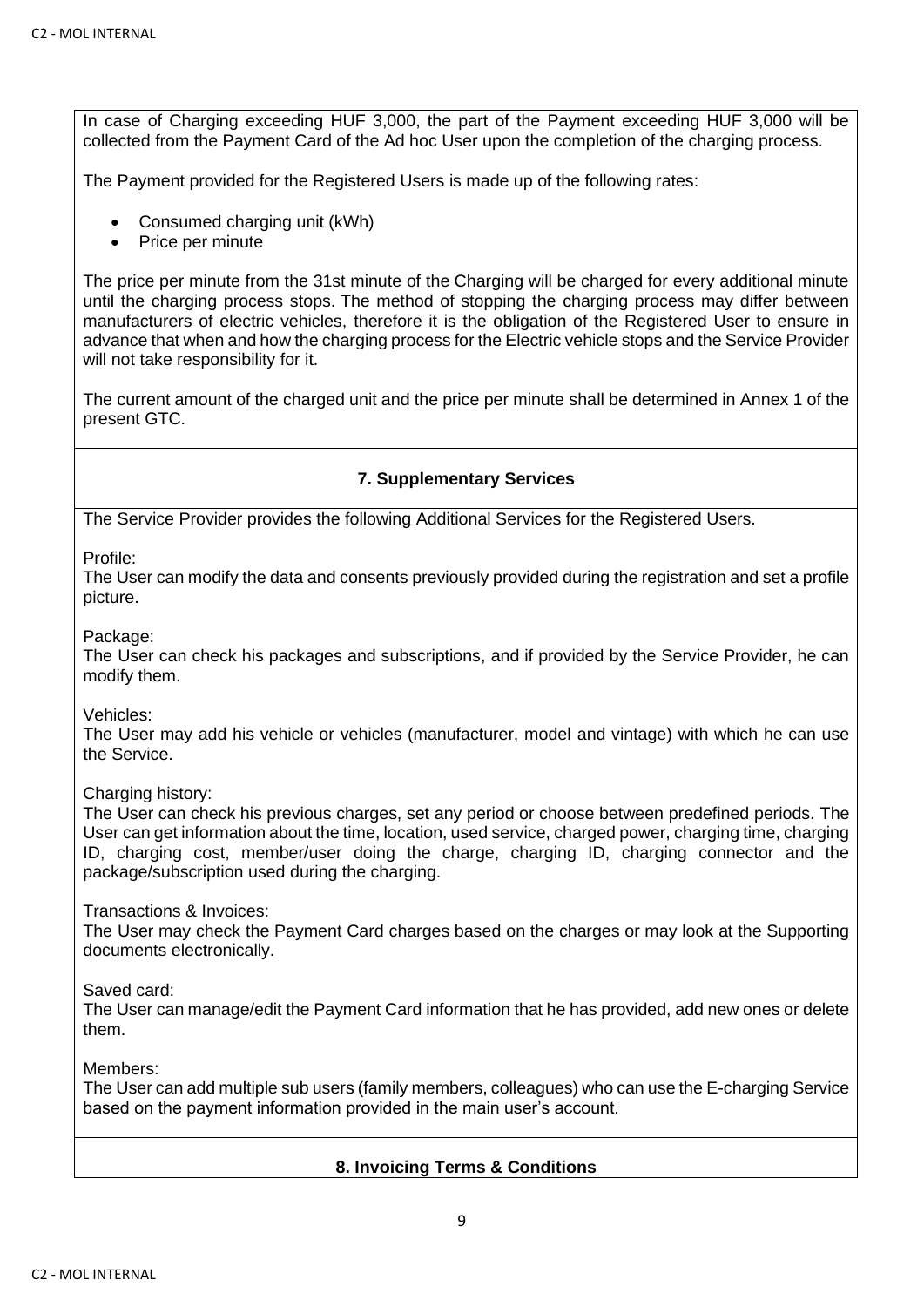In case of Charging exceeding HUF 3,000, the part of the Payment exceeding HUF 3,000 will be collected from the Payment Card of the Ad hoc User upon the completion of the charging process.

The Payment provided for the Registered Users is made up of the following rates:

- Consumed charging unit (kWh)
- Price per minute

The price per minute from the 31st minute of the Charging will be charged for every additional minute until the charging process stops. The method of stopping the charging process may differ between manufacturers of electric vehicles, therefore it is the obligation of the Registered User to ensure in advance that when and how the charging process for the Electric vehicle stops and the Service Provider will not take responsibility for it.

The current amount of the charged unit and the price per minute shall be determined in Annex 1 of the present GTC.

## 7. Supplementary Services

The Service Provider provides the following Additional Services for the Registered Users.

Profile:
The User can modify the data and consents previously provided during the registration and set a profile picture.

Package:
The User can check his packages and subscriptions, and if provided by the Service Provider, he can modify them.

Vehicles:
The User may add his vehicle or vehicles (manufacturer, model and vintage) with which he can use the Service.

Charging history:
The User can check his previous charges, set any period or choose between predefined periods. The User can get information about the time, location, used service, charged power, charging time, charging ID, charging cost, member/user doing the charge, charging ID, charging connector and the package/subscription used during the charging.

Transactions & Invoices:
The User may check the Payment Card charges based on the charges or may look at the Supporting documents electronically.

Saved card:
The User can manage/edit the Payment Card information that he has provided, add new ones or delete them.

Members:
The User can add multiple sub users (family members, colleagues) who can use the E-charging Service based on the payment information provided in the main user's account.

## 8. Invoicing Terms & Conditions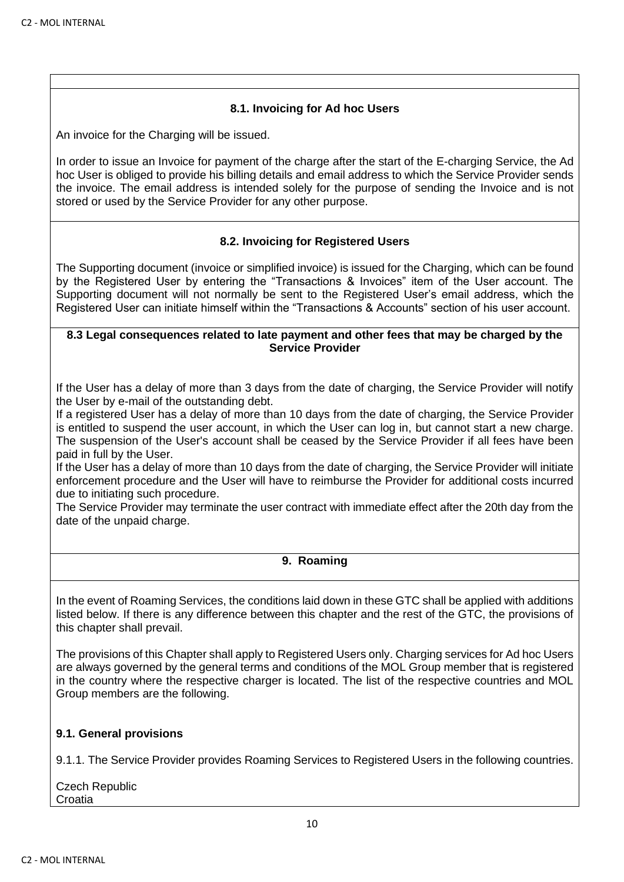### 8.1. Invoicing for Ad hoc Users

An invoice for the Charging will be issued.

In order to issue an Invoice for payment of the charge after the start of the E-charging Service, the Ad hoc User is obliged to provide his billing details and email address to which the Service Provider sends the invoice. The email address is intended solely for the purpose of sending the Invoice and is not stored or used by the Service Provider for any other purpose.

### 8.2. Invoicing for Registered Users

The Supporting document (invoice or simplified invoice) is issued for the Charging, which can be found by the Registered User by entering the "Transactions & Invoices" item of the User account. The Supporting document will not normally be sent to the Registered User's email address, which the Registered User can initiate himself within the "Transactions & Accounts" section of his user account.

### 8.3 Legal consequences related to late payment and other fees that may be charged by the Service Provider

If the User has a delay of more than 3 days from the date of charging, the Service Provider will notify the User by e-mail of the outstanding debt.
If a registered User has a delay of more than 10 days from the date of charging, the Service Provider is entitled to suspend the user account, in which the User can log in, but cannot start a new charge. The suspension of the User's account shall be ceased by the Service Provider if all fees have been paid in full by the User.
If the User has a delay of more than 10 days from the date of charging, the Service Provider will initiate enforcement procedure and the User will have to reimburse the Provider for additional costs incurred due to initiating such procedure.
The Service Provider may terminate the user contract with immediate effect after the 20th day from the date of the unpaid charge.

## 9. Roaming

In the event of Roaming Services, the conditions laid down in these GTC shall be applied with additions listed below. If there is any difference between this chapter and the rest of the GTC, the provisions of this chapter shall prevail.

The provisions of this Chapter shall apply to Registered Users only. Charging services for Ad hoc Users are always governed by the general terms and conditions of the MOL Group member that is registered in the country where the respective charger is located. The list of the respective countries and MOL Group members are the following.

### 9.1. General provisions

9.1.1. The Service Provider provides Roaming Services to Registered Users in the following countries.

Czech Republic
Croatia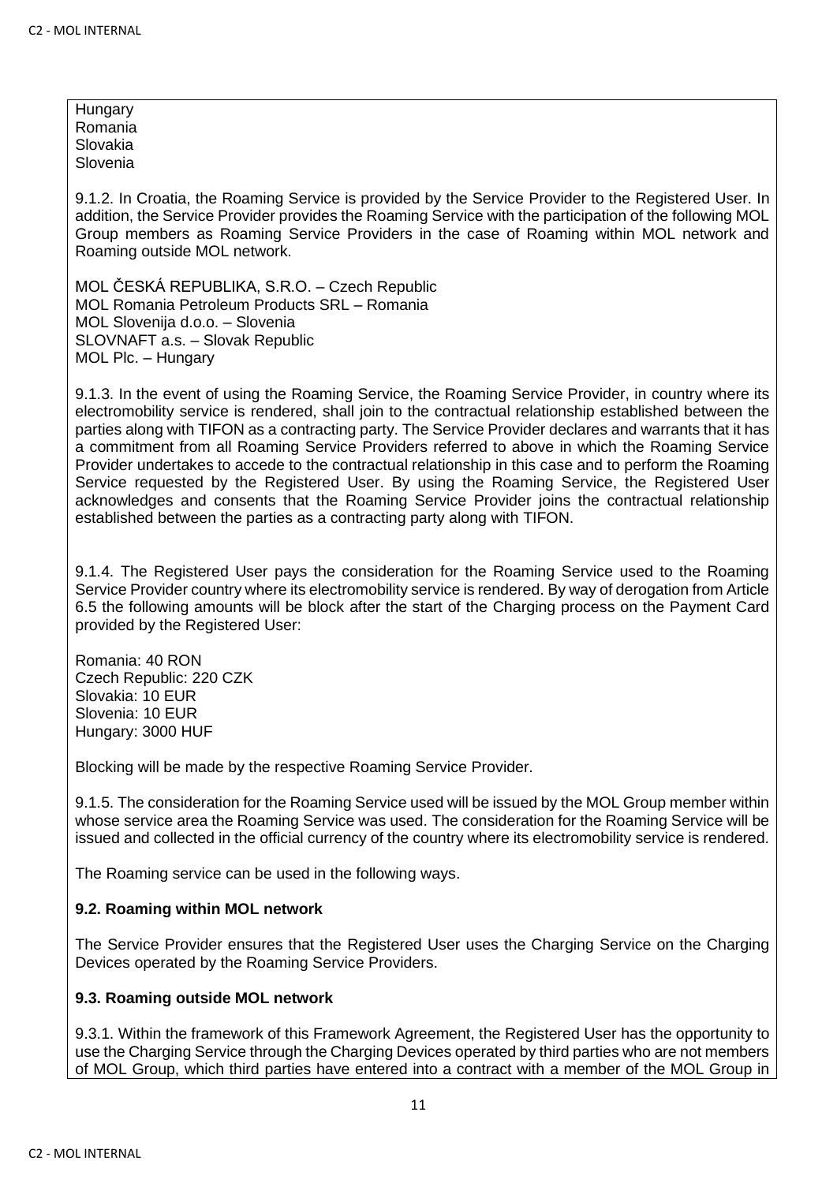Hungary
Romania
Slovakia
Slovenia

9.1.2. In Croatia, the Roaming Service is provided by the Service Provider to the Registered User. In addition, the Service Provider provides the Roaming Service with the participation of the following MOL Group members as Roaming Service Providers in the case of Roaming within MOL network and Roaming outside MOL network.

MOL ČESKÁ REPUBLIKA, S.R.O. – Czech Republic
MOL Romania Petroleum Products SRL – Romania
MOL Slovenija d.o.o. – Slovenia
SLOVNAFT a.s. – Slovak Republic
MOL Plc. – Hungary

9.1.3. In the event of using the Roaming Service, the Roaming Service Provider, in country where its electromobility service is rendered, shall join to the contractual relationship established between the parties along with TIFON as a contracting party. The Service Provider declares and warrants that it has a commitment from all Roaming Service Providers referred to above in which the Roaming Service Provider undertakes to accede to the contractual relationship in this case and to perform the Roaming Service requested by the Registered User. By using the Roaming Service, the Registered User acknowledges and consents that the Roaming Service Provider joins the contractual relationship established between the parties as a contracting party along with TIFON.

9.1.4. The Registered User pays the consideration for the Roaming Service used to the Roaming Service Provider country where its electromobility service is rendered. By way of derogation from Article 6.5 the following amounts will be block after the start of the Charging process on the Payment Card provided by the Registered User:

Romania: 40 RON
Czech Republic: 220 CZK
Slovakia: 10 EUR
Slovenia: 10 EUR
Hungary: 3000 HUF

Blocking will be made by the respective Roaming Service Provider.

9.1.5. The consideration for the Roaming Service used will be issued by the MOL Group member within whose service area the Roaming Service was used. The consideration for the Roaming Service will be issued and collected in the official currency of the country where its electromobility service is rendered.

The Roaming service can be used in the following ways.

**9.2. Roaming within MOL network**

The Service Provider ensures that the Registered User uses the Charging Service on the Charging Devices operated by the Roaming Service Providers.

**9.3. Roaming outside MOL network**

9.3.1. Within the framework of this Framework Agreement, the Registered User has the opportunity to use the Charging Service through the Charging Devices operated by third parties who are not members of MOL Group, which third parties have entered into a contract with a member of the MOL Group in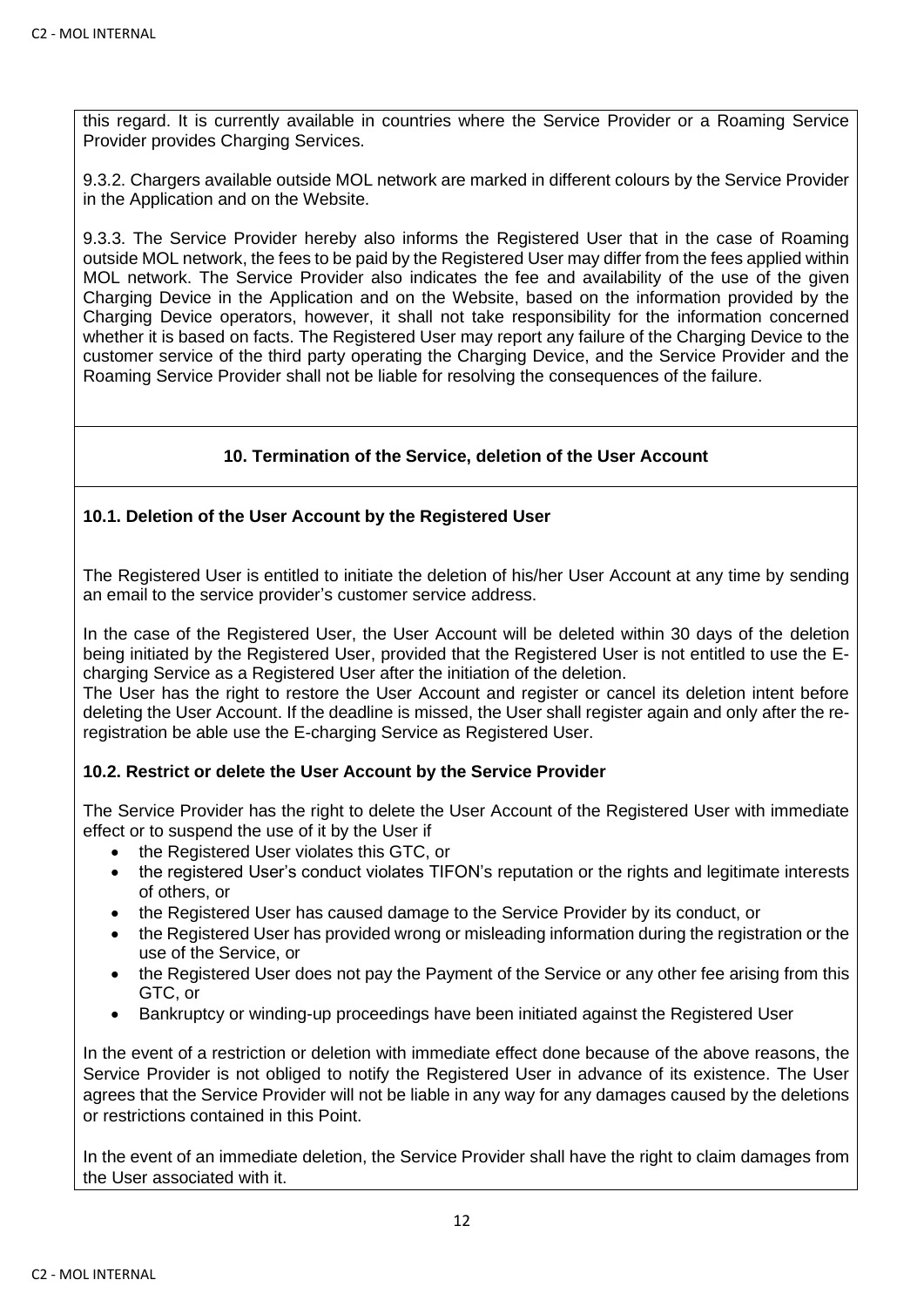this regard. It is currently available in countries where the Service Provider or a Roaming Service Provider provides Charging Services.

9.3.2. Chargers available outside MOL network are marked in different colours by the Service Provider in the Application and on the Website.

9.3.3. The Service Provider hereby also informs the Registered User that in the case of Roaming outside MOL network, the fees to be paid by the Registered User may differ from the fees applied within MOL network. The Service Provider also indicates the fee and availability of the use of the given Charging Device in the Application and on the Website, based on the information provided by the Charging Device operators, however, it shall not take responsibility for the information concerned whether it is based on facts. The Registered User may report any failure of the Charging Device to the customer service of the third party operating the Charging Device, and the Service Provider and the Roaming Service Provider shall not be liable for resolving the consequences of the failure.

## 10. Termination of the Service, deletion of the User Account

### 10.1. Deletion of the User Account by the Registered User

The Registered User is entitled to initiate the deletion of his/her User Account at any time by sending an email to the service provider's customer service address.

In the case of the Registered User, the User Account will be deleted within 30 days of the deletion being initiated by the Registered User, provided that the Registered User is not entitled to use the E-charging Service as a Registered User after the initiation of the deletion.
The User has the right to restore the User Account and register or cancel its deletion intent before deleting the User Account. If the deadline is missed, the User shall register again and only after the re-registration be able use the E-charging Service as Registered User.

### 10.2. Restrict or delete the User Account by the Service Provider

The Service Provider has the right to delete the User Account of the Registered User with immediate effect or to suspend the use of it by the User if

- the Registered User violates this GTC, or
- the registered User's conduct violates TIFON's reputation or the rights and legitimate interests of others, or
- the Registered User has caused damage to the Service Provider by its conduct, or
- the Registered User has provided wrong or misleading information during the registration or the use of the Service, or
- the Registered User does not pay the Payment of the Service or any other fee arising from this GTC, or
- Bankruptcy or winding-up proceedings have been initiated against the Registered User

In the event of a restriction or deletion with immediate effect done because of the above reasons, the Service Provider is not obliged to notify the Registered User in advance of its existence. The User agrees that the Service Provider will not be liable in any way for any damages caused by the deletions or restrictions contained in this Point.

In the event of an immediate deletion, the Service Provider shall have the right to claim damages from the User associated with it.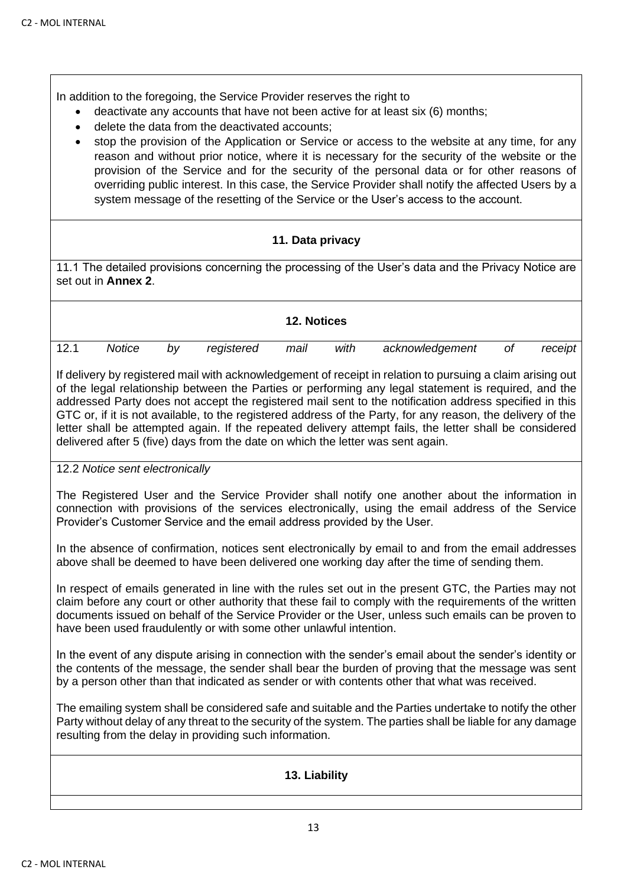In addition to the foregoing, the Service Provider reserves the right to

- deactivate any accounts that have not been active for at least six (6) months;
- delete the data from the deactivated accounts;
- stop the provision of the Application or Service or access to the website at any time, for any reason and without prior notice, where it is necessary for the security of the website or the provision of the Service and for the security of the personal data or for other reasons of overriding public interest. In this case, the Service Provider shall notify the affected Users by a system message of the resetting of the Service or the User's access to the account.

## 11. Data privacy

11.1 The detailed provisions concerning the processing of the User's data and the Privacy Notice are set out in **Annex 2**.

## 12. Notices

12.1 *Notice by registered mail with acknowledgement of receipt*

If delivery by registered mail with acknowledgement of receipt in relation to pursuing a claim arising out of the legal relationship between the Parties or performing any legal statement is required, and the addressed Party does not accept the registered mail sent to the notification address specified in this GTC or, if it is not available, to the registered address of the Party, for any reason, the delivery of the letter shall be attempted again. If the repeated delivery attempt fails, the letter shall be considered delivered after 5 (five) days from the date on which the letter was sent again.

12.2 *Notice sent electronically*

The Registered User and the Service Provider shall notify one another about the information in connection with provisions of the services electronically, using the email address of the Service Provider's Customer Service and the email address provided by the User.

In the absence of confirmation, notices sent electronically by email to and from the email addresses above shall be deemed to have been delivered one working day after the time of sending them.

In respect of emails generated in line with the rules set out in the present GTC, the Parties may not claim before any court or other authority that these fail to comply with the requirements of the written documents issued on behalf of the Service Provider or the User, unless such emails can be proven to have been used fraudulently or with some other unlawful intention.

In the event of any dispute arising in connection with the sender's email about the sender's identity or the contents of the message, the sender shall bear the burden of proving that the message was sent by a person other than that indicated as sender or with contents other that what was received.

The emailing system shall be considered safe and suitable and the Parties undertake to notify the other Party without delay of any threat to the security of the system. The parties shall be liable for any damage resulting from the delay in providing such information.

## 13. Liability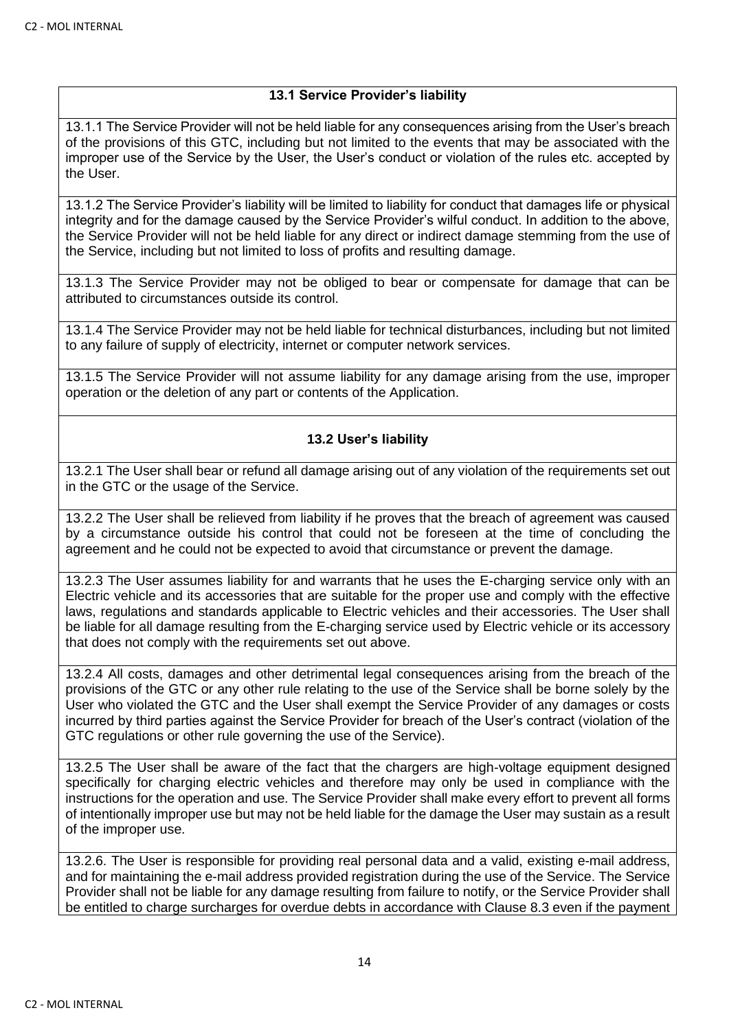### 13.1 Service Provider's liability

13.1.1 The Service Provider will not be held liable for any consequences arising from the User's breach of the provisions of this GTC, including but not limited to the events that may be associated with the improper use of the Service by the User, the User's conduct or violation of the rules etc. accepted by the User.

13.1.2 The Service Provider's liability will be limited to liability for conduct that damages life or physical integrity and for the damage caused by the Service Provider's wilful conduct. In addition to the above, the Service Provider will not be held liable for any direct or indirect damage stemming from the use of the Service, including but not limited to loss of profits and resulting damage.

13.1.3 The Service Provider may not be obliged to bear or compensate for damage that can be attributed to circumstances outside its control.

13.1.4 The Service Provider may not be held liable for technical disturbances, including but not limited to any failure of supply of electricity, internet or computer network services.

13.1.5 The Service Provider will not assume liability for any damage arising from the use, improper operation or the deletion of any part or contents of the Application.

### 13.2 User's liability

13.2.1 The User shall bear or refund all damage arising out of any violation of the requirements set out in the GTC or the usage of the Service.

13.2.2 The User shall be relieved from liability if he proves that the breach of agreement was caused by a circumstance outside his control that could not be foreseen at the time of concluding the agreement and he could not be expected to avoid that circumstance or prevent the damage.

13.2.3 The User assumes liability for and warrants that he uses the E-charging service only with an Electric vehicle and its accessories that are suitable for the proper use and comply with the effective laws, regulations and standards applicable to Electric vehicles and their accessories. The User shall be liable for all damage resulting from the E-charging service used by Electric vehicle or its accessory that does not comply with the requirements set out above.

13.2.4 All costs, damages and other detrimental legal consequences arising from the breach of the provisions of the GTC or any other rule relating to the use of the Service shall be borne solely by the User who violated the GTC and the User shall exempt the Service Provider of any damages or costs incurred by third parties against the Service Provider for breach of the User's contract (violation of the GTC regulations or other rule governing the use of the Service).

13.2.5 The User shall be aware of the fact that the chargers are high-voltage equipment designed specifically for charging electric vehicles and therefore may only be used in compliance with the instructions for the operation and use. The Service Provider shall make every effort to prevent all forms of intentionally improper use but may not be held liable for the damage the User may sustain as a result of the improper use.

13.2.6. The User is responsible for providing real personal data and a valid, existing e-mail address, and for maintaining the e-mail address provided registration during the use of the Service. The Service Provider shall not be liable for any damage resulting from failure to notify, or the Service Provider shall be entitled to charge surcharges for overdue debts in accordance with Clause 8.3 even if the payment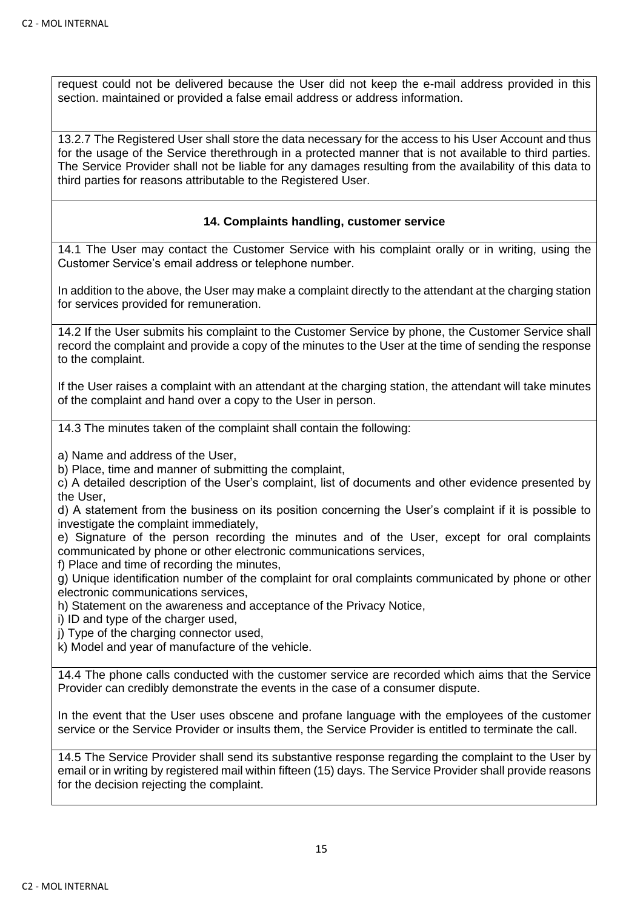request could not be delivered because the User did not keep the e-mail address provided in this section. maintained or provided a false email address or address information.

13.2.7 The Registered User shall store the data necessary for the access to his User Account and thus for the usage of the Service therethrough in a protected manner that is not available to third parties. The Service Provider shall not be liable for any damages resulting from the availability of this data to third parties for reasons attributable to the Registered User.

## 14. Complaints handling, customer service

14.1 The User may contact the Customer Service with his complaint orally or in writing, using the Customer Service's email address or telephone number.

In addition to the above, the User may make a complaint directly to the attendant at the charging station for services provided for remuneration.

14.2 If the User submits his complaint to the Customer Service by phone, the Customer Service shall record the complaint and provide a copy of the minutes to the User at the time of sending the response to the complaint.

If the User raises a complaint with an attendant at the charging station, the attendant will take minutes of the complaint and hand over a copy to the User in person.

14.3 The minutes taken of the complaint shall contain the following:

a) Name and address of the User,
b) Place, time and manner of submitting the complaint,
c) A detailed description of the User's complaint, list of documents and other evidence presented by the User,
d) A statement from the business on its position concerning the User's complaint if it is possible to investigate the complaint immediately,
e) Signature of the person recording the minutes and of the User, except for oral complaints communicated by phone or other electronic communications services,
f) Place and time of recording the minutes,
g) Unique identification number of the complaint for oral complaints communicated by phone or other electronic communications services,
h) Statement on the awareness and acceptance of the Privacy Notice,
i) ID and type of the charger used,
j) Type of the charging connector used,
k) Model and year of manufacture of the vehicle.

14.4 The phone calls conducted with the customer service are recorded which aims that the Service Provider can credibly demonstrate the events in the case of a consumer dispute.

In the event that the User uses obscene and profane language with the employees of the customer service or the Service Provider or insults them, the Service Provider is entitled to terminate the call.

14.5 The Service Provider shall send its substantive response regarding the complaint to the User by email or in writing by registered mail within fifteen (15) days. The Service Provider shall provide reasons for the decision rejecting the complaint.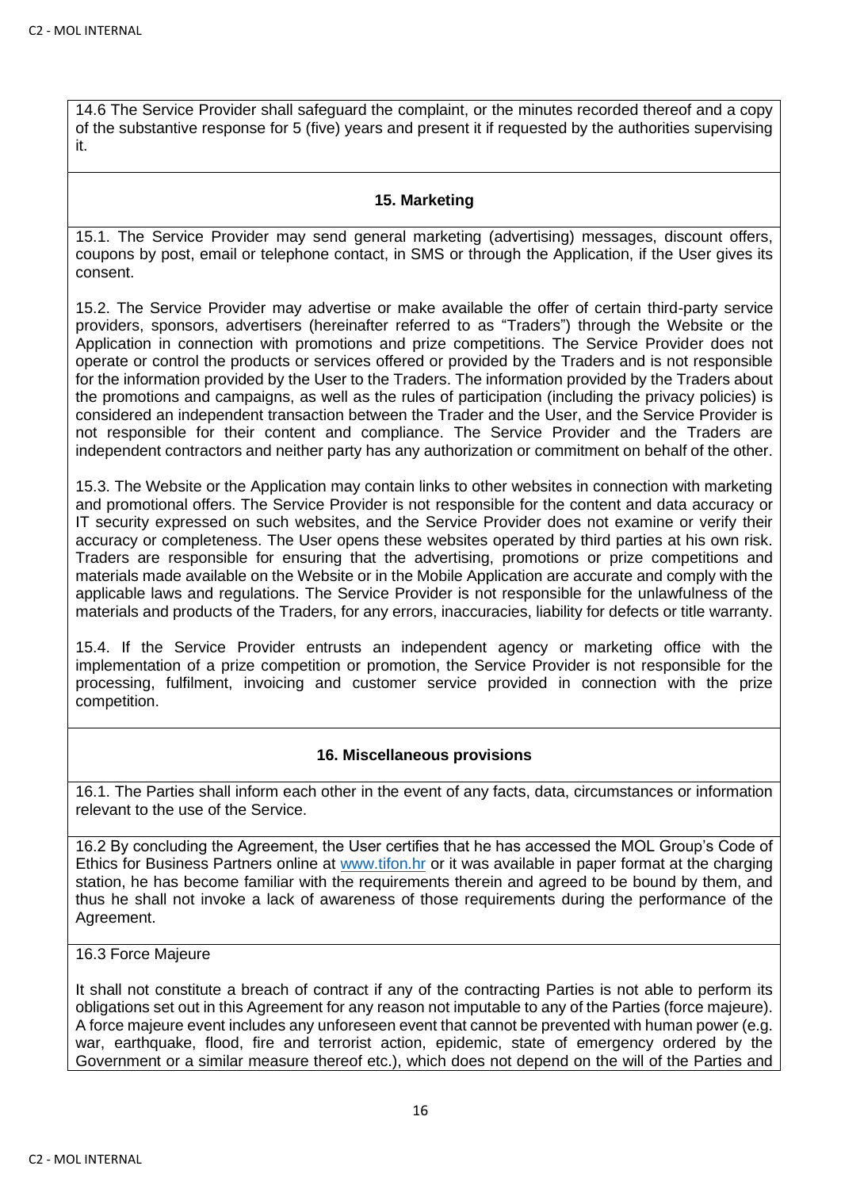14.6 The Service Provider shall safeguard the complaint, or the minutes recorded thereof and a copy of the substantive response for 5 (five) years and present it if requested by the authorities supervising it.

## 15. Marketing

15.1. The Service Provider may send general marketing (advertising) messages, discount offers, coupons by post, email or telephone contact, in SMS or through the Application, if the User gives its consent.

15.2. The Service Provider may advertise or make available the offer of certain third-party service providers, sponsors, advertisers (hereinafter referred to as "Traders") through the Website or the Application in connection with promotions and prize competitions. The Service Provider does not operate or control the products or services offered or provided by the Traders and is not responsible for the information provided by the User to the Traders. The information provided by the Traders about the promotions and campaigns, as well as the rules of participation (including the privacy policies) is considered an independent transaction between the Trader and the User, and the Service Provider is not responsible for their content and compliance. The Service Provider and the Traders are independent contractors and neither party has any authorization or commitment on behalf of the other.

15.3. The Website or the Application may contain links to other websites in connection with marketing and promotional offers. The Service Provider is not responsible for the content and data accuracy or IT security expressed on such websites, and the Service Provider does not examine or verify their accuracy or completeness. The User opens these websites operated by third parties at his own risk. Traders are responsible for ensuring that the advertising, promotions or prize competitions and materials made available on the Website or in the Mobile Application are accurate and comply with the applicable laws and regulations. The Service Provider is not responsible for the unlawfulness of the materials and products of the Traders, for any errors, inaccuracies, liability for defects or title warranty.

15.4. If the Service Provider entrusts an independent agency or marketing office with the implementation of a prize competition or promotion, the Service Provider is not responsible for the processing, fulfilment, invoicing and customer service provided in connection with the prize competition.

## 16. Miscellaneous provisions

16.1. The Parties shall inform each other in the event of any facts, data, circumstances or information relevant to the use of the Service.

16.2 By concluding the Agreement, the User certifies that he has accessed the MOL Group's Code of Ethics for Business Partners online at www.tifon.hr or it was available in paper format at the charging station, he has become familiar with the requirements therein and agreed to be bound by them, and thus he shall not invoke a lack of awareness of those requirements during the performance of the Agreement.

16.3 Force Majeure

It shall not constitute a breach of contract if any of the contracting Parties is not able to perform its obligations set out in this Agreement for any reason not imputable to any of the Parties (force majeure). A force majeure event includes any unforeseen event that cannot be prevented with human power (e.g. war, earthquake, flood, fire and terrorist action, epidemic, state of emergency ordered by the Government or a similar measure thereof etc.), which does not depend on the will of the Parties and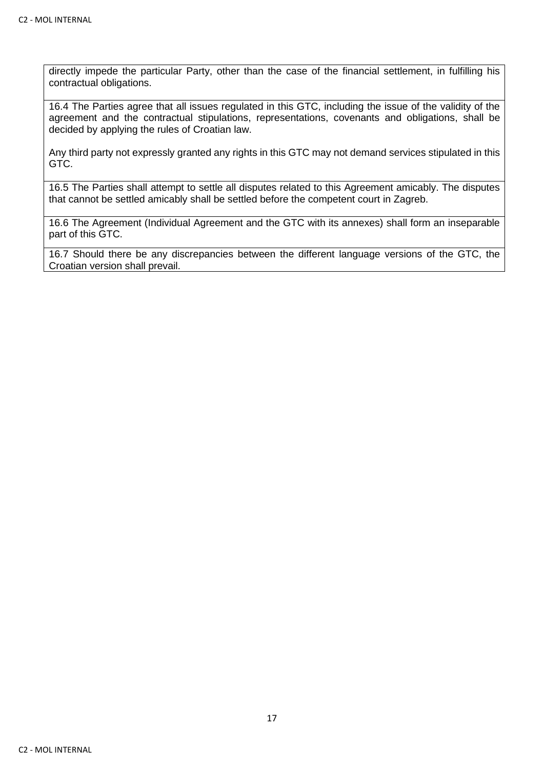directly impede the particular Party, other than the case of the financial settlement, in fulfilling his contractual obligations.

16.4 The Parties agree that all issues regulated in this GTC, including the issue of the validity of the agreement and the contractual stipulations, representations, covenants and obligations, shall be decided by applying the rules of Croatian law.

Any third party not expressly granted any rights in this GTC may not demand services stipulated in this GTC.

16.5 The Parties shall attempt to settle all disputes related to this Agreement amicably. The disputes that cannot be settled amicably shall be settled before the competent court in Zagreb.

16.6 The Agreement (Individual Agreement and the GTC with its annexes) shall form an inseparable part of this GTC.

16.7 Should there be any discrepancies between the different language versions of the GTC, the Croatian version shall prevail.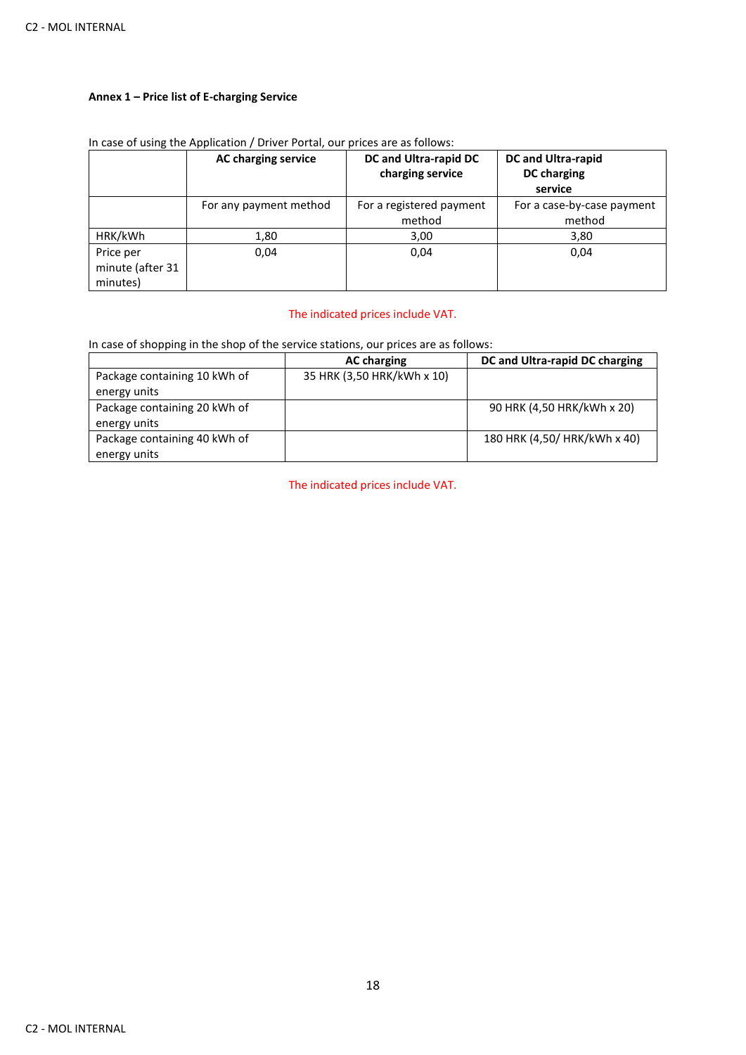**Annex 1 – Price list of E-charging Service**

In case of using the Application / Driver Portal, our prices are as follows:

| | AC charging service | DC and Ultra-rapid DC charging service | DC and Ultra-rapid DC charging service |
|---|---|---|---|
| | For any payment method | For a registered payment method | For a case-by-case payment method |
| HRK/kWh | 1,80 | 3,00 | 3,80 |
| Price per minute (after 31 minutes) | 0,04 | 0,04 | 0,04 |

The indicated prices include VAT.

In case of shopping in the shop of the service stations, our prices are as follows:

| | AC charging | DC and Ultra-rapid DC charging |
|---|---|---|
| Package containing 10 kWh of energy units | 35 HRK (3,50 HRK/kWh x 10) | |
| Package containing 20 kWh of energy units | | 90 HRK (4,50 HRK/kWh x 20) |
| Package containing 40 kWh of energy units | | 180 HRK (4,50/ HRK/kWh x 40) |

The indicated prices include VAT.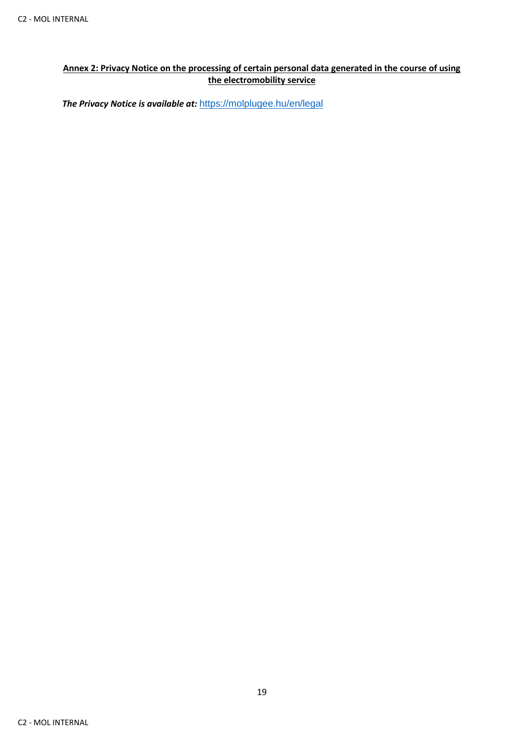## Annex 2: Privacy Notice on the processing of certain personal data generated in the course of using the electromobility service

***The Privacy Notice is available at:*** https://molplugee.hu/en/legal